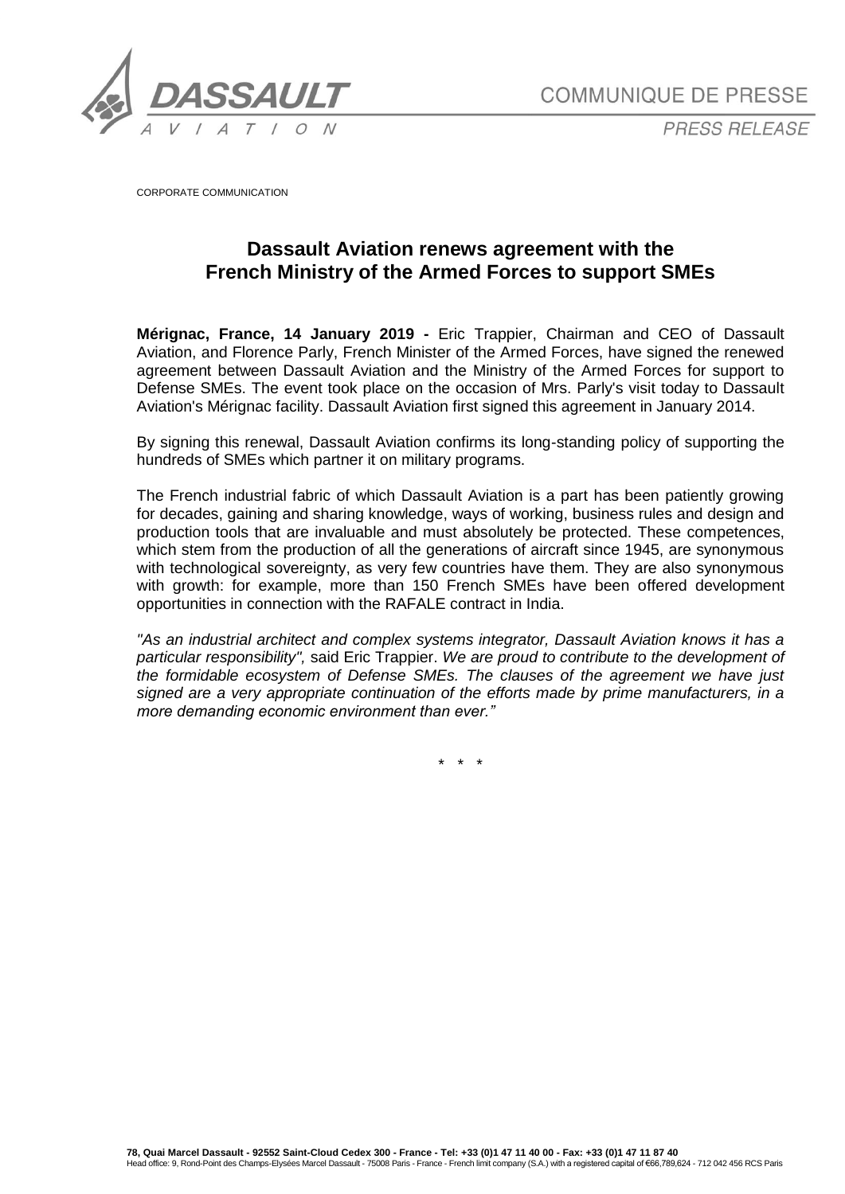COMMUNIQUE DE PRESSE

PRESS RELEASE

CORPORATE COMMUNICATION

# Dassault Aviation renews agreement with the French Ministry of the Armed Forces to support SMEs

**Mérignac, France, 14 January 2019 -** Eric Trappier, Chairman and CEO of Dassault Aviation, and Florence Parly, French Minister of the Armed Forces, have signed the renewed agreement between Dassault Aviation and the Ministry of the Armed Forces for support to Defense SMEs. The event took place on the occasion of Mrs. Parly's visit today to Dassault Aviation's Mérignac facility. Dassault Aviation first signed this agreement in January 2014.

By signing this renewal, Dassault Aviation confirms its long-standing policy of supporting the hundreds of SMEs which partner it on military programs.

The French industrial fabric of which Dassault Aviation is a part has been patiently growing for decades, gaining and sharing knowledge, ways of working, business rules and design and production tools that are invaluable and must absolutely be protected. These competences, which stem from the production of all the generations of aircraft since 1945, are synonymous with technological sovereignty, as very few countries have them. They are also synonymous with growth: for example, more than 150 French SMEs have been offered development opportunities in connection with the RAFALE contract in India.

*"As an industrial architect and complex systems integrator, Dassault Aviation knows it has a particular responsibility",* said Eric Trappier. *We are proud to contribute to the development of the formidable ecosystem of Defense SMEs. The clauses of the agreement we have just signed are a very appropriate continuation of the efforts made by prime manufacturers, in a more demanding economic environment than ever."*

\* \* \*

**78, Quai Marcel Dassault - 92552 Saint-Cloud Cedex 300 - France - Tel: +33 (0)1 47 11 40 00 - Fax: +33 (0)1 47 11 87 40**
Head office: 9, Rond-Point des Champs-Elysées Marcel Dassault - 75008 Paris - France - French limit company (S.A.) with a registered capital of €66,789,624 - 712 042 456 RCS Paris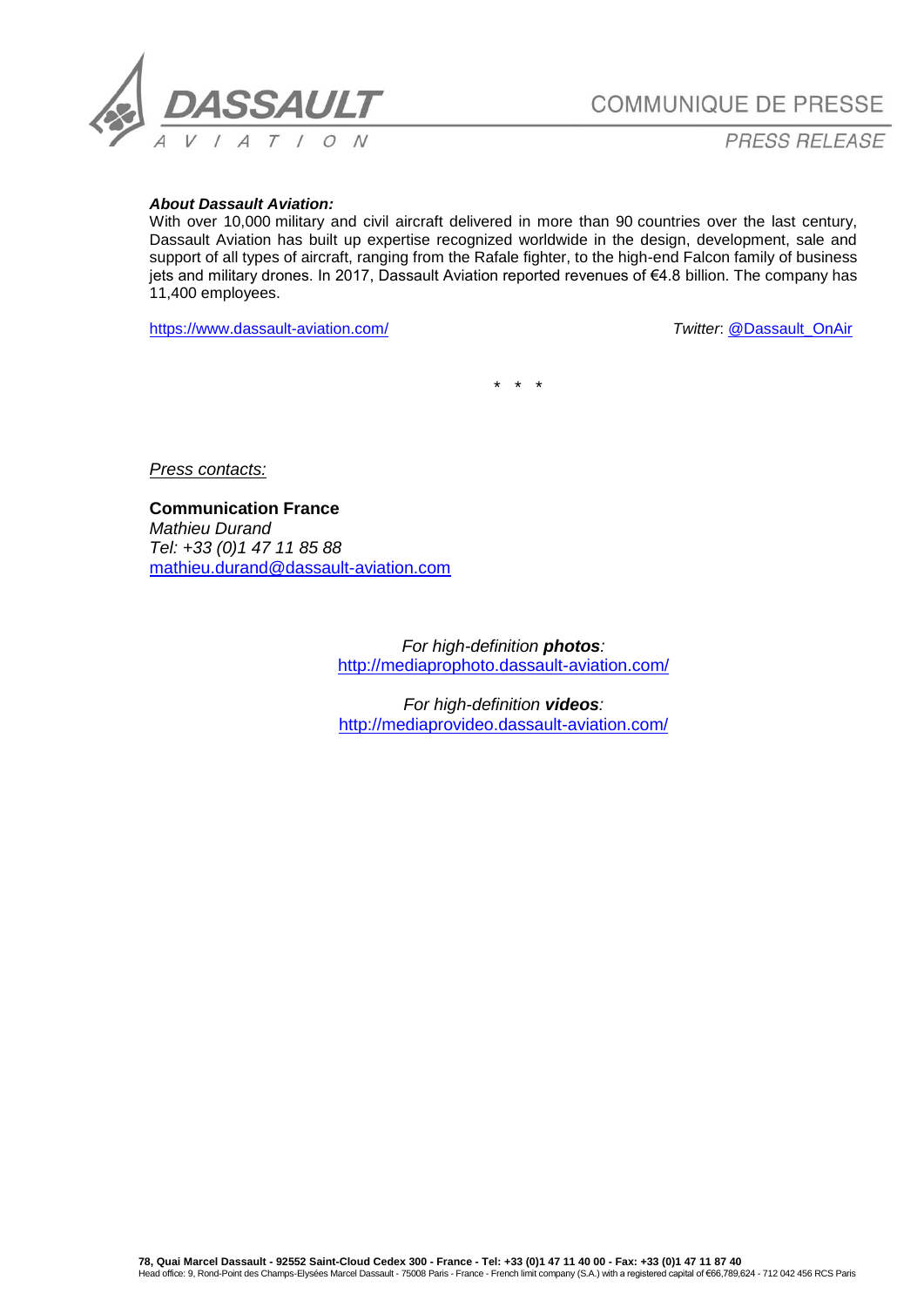***About Dassault Aviation:***

With over 10,000 military and civil aircraft delivered in more than 90 countries over the last century, Dassault Aviation has built up expertise recognized worldwide in the design, development, sale and support of all types of aircraft, ranging from the Rafale fighter, to the high-end Falcon family of business jets and military drones. In 2017, Dassault Aviation reported revenues of €4.8 billion. The company has 11,400 employees.

https://www.dassault-aviation.com/ *Twitter*: @Dassault_OnAir

\* \* \*

*Press contacts:*

**Communication France**
*Mathieu Durand*
*Tel: +33 (0)1 47 11 85 88*
mathieu.durand@dassault-aviation.com

*For high-definition **photos**:*
http://mediaprophoto.dassault-aviation.com/

*For high-definition **videos**:*
http://mediaprovideo.dassault-aviation.com/

**78, Quai Marcel Dassault - 92552 Saint-Cloud Cedex 300 - France - Tel: +33 (0)1 47 11 40 00 - Fax: +33 (0)1 47 11 87 40**
Head office: 9, Rond-Point des Champs-Elysées Marcel Dassault - 75008 Paris - France - French limit company (S.A.) with a registered capital of €66,789,624 - 712 042 456 RCS Paris